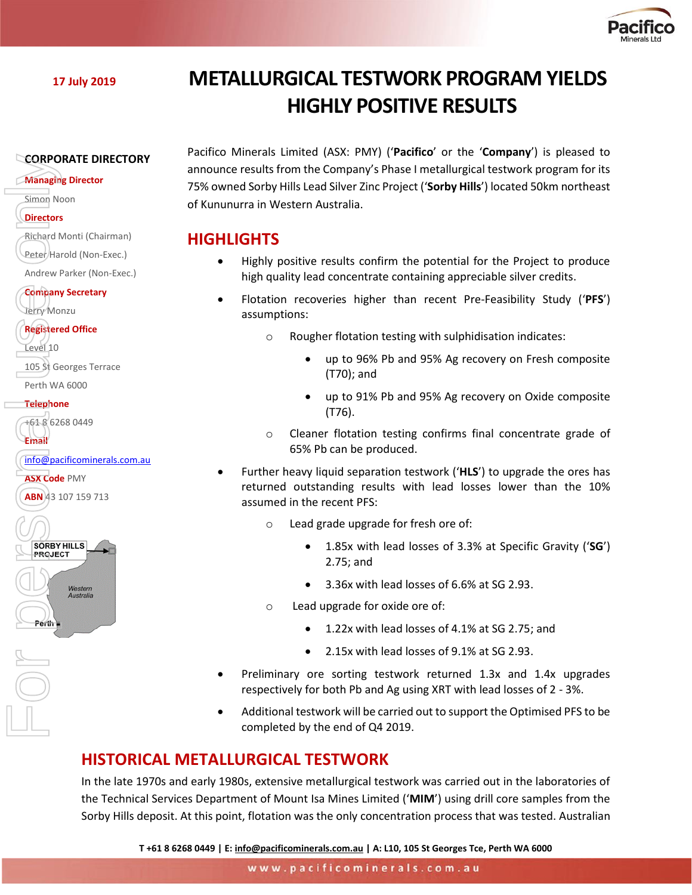17 July 2019

# METALLURGICAL TESTWORK PROGRAM YIELDS HIGHLY POSITIVE RESULTS

**CORPORATE DIRECTORY**

**Managing Director**
Simon Noon

**Directors**
Richard Monti (Chairman)
Peter Harold (Non-Exec.)
Andrew Parker (Non-Exec.)

**Company Secretary**
Jerry Monzu

**Registered Office**
Level 10
105 St Georges Terrace
Perth WA 6000

**Telephone**
+61 8 6268 0449

**Email**
info@pacificominerals.com.au

**ASX Code** PMY

**ABN** 43 107 159 713

Pacifico Minerals Limited (ASX: PMY) ('**Pacifico**' or the '**Company**') is pleased to announce results from the Company's Phase I metallurgical testwork program for its 75% owned Sorby Hills Lead Silver Zinc Project ('**Sorby Hills**') located 50km northeast of Kununurra in Western Australia.

## HIGHLIGHTS

- Highly positive results confirm the potential for the Project to produce high quality lead concentrate containing appreciable silver credits.
- Flotation recoveries higher than recent Pre-Feasibility Study ('**PFS**') assumptions:
  - Rougher flotation testing with sulphidisation indicates:
    - up to 96% Pb and 95% Ag recovery on Fresh composite (T70); and
    - up to 91% Pb and 95% Ag recovery on Oxide composite (T76).
  - Cleaner flotation testing confirms final concentrate grade of 65% Pb can be produced.
- Further heavy liquid separation testwork ('**HLS**') to upgrade the ores has returned outstanding results with lead losses lower than the 10% assumed in the recent PFS:
  - Lead grade upgrade for fresh ore of:
    - 1.85x with lead losses of 3.3% at Specific Gravity ('**SG**') 2.75; and
    - 3.36x with lead losses of 6.6% at SG 2.93.
  - Lead upgrade for oxide ore of:
    - 1.22x with lead losses of 4.1% at SG 2.75; and
    - 2.15x with lead losses of 9.1% at SG 2.93.
- Preliminary ore sorting testwork returned 1.3x and 1.4x upgrades respectively for both Pb and Ag using XRT with lead losses of 2 - 3%.
- Additional testwork will be carried out to support the Optimised PFS to be completed by the end of Q4 2019.

## HISTORICAL METALLURGICAL TESTWORK

In the late 1970s and early 1980s, extensive metallurgical testwork was carried out in the laboratories of the Technical Services Department of Mount Isa Mines Limited ('**MIM**') using drill core samples from the Sorby Hills deposit. At this point, flotation was the only concentration process that was tested. Australian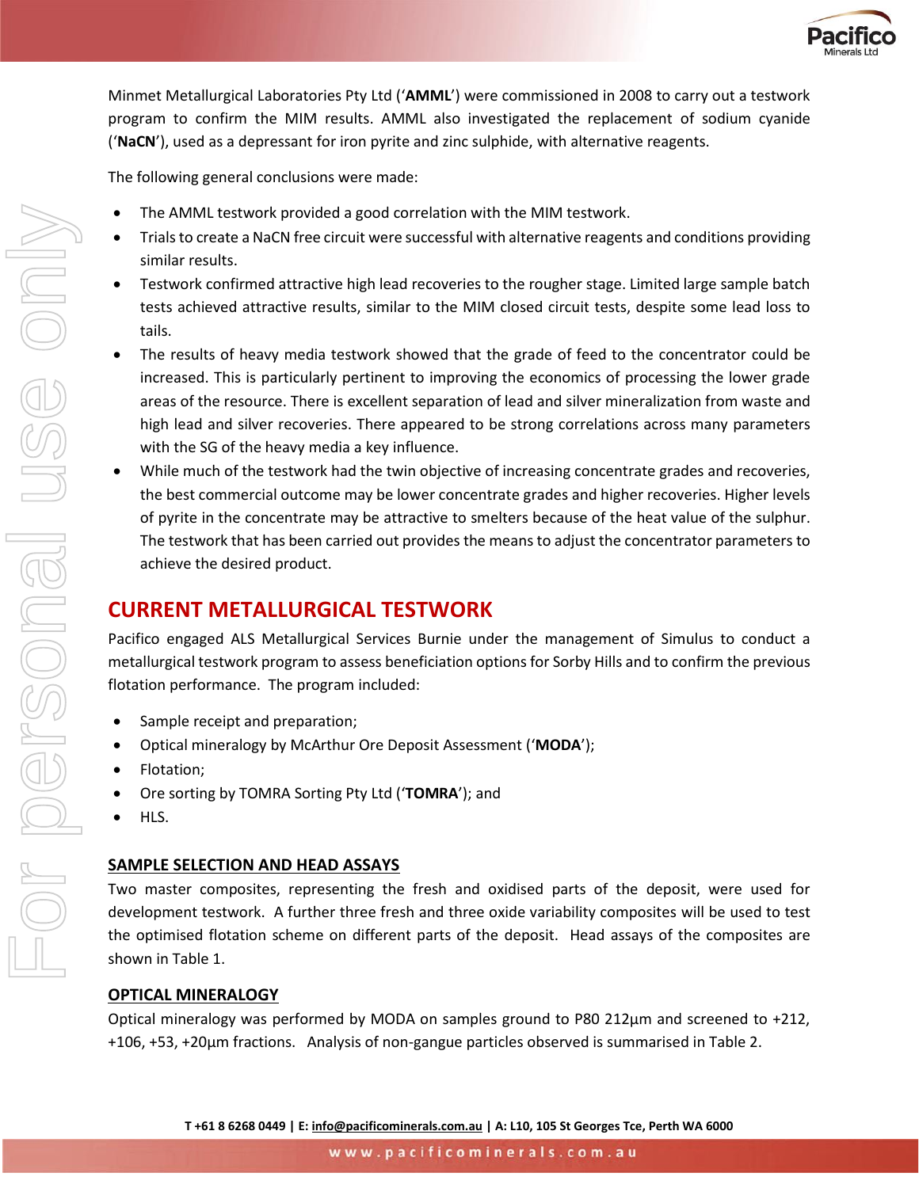Minmet Metallurgical Laboratories Pty Ltd (‘**AMML**’) were commissioned in 2008 to carry out a testwork program to confirm the MIM results. AMML also investigated the replacement of sodium cyanide (‘**NaCN**’), used as a depressant for iron pyrite and zinc sulphide, with alternative reagents.

The following general conclusions were made:

- The AMML testwork provided a good correlation with the MIM testwork.
- Trials to create a NaCN free circuit were successful with alternative reagents and conditions providing similar results.
- Testwork confirmed attractive high lead recoveries to the rougher stage. Limited large sample batch tests achieved attractive results, similar to the MIM closed circuit tests, despite some lead loss to tails.
- The results of heavy media testwork showed that the grade of feed to the concentrator could be increased. This is particularly pertinent to improving the economics of processing the lower grade areas of the resource. There is excellent separation of lead and silver mineralization from waste and high lead and silver recoveries. There appeared to be strong correlations across many parameters with the SG of the heavy media a key influence.
- While much of the testwork had the twin objective of increasing concentrate grades and recoveries, the best commercial outcome may be lower concentrate grades and higher recoveries. Higher levels of pyrite in the concentrate may be attractive to smelters because of the heat value of the sulphur. The testwork that has been carried out provides the means to adjust the concentrator parameters to achieve the desired product.

## CURRENT METALLURGICAL TESTWORK

Pacifico engaged ALS Metallurgical Services Burnie under the management of Simulus to conduct a metallurgical testwork program to assess beneficiation options for Sorby Hills and to confirm the previous flotation performance. The program included:

- Sample receipt and preparation;
- Optical mineralogy by McArthur Ore Deposit Assessment (‘**MODA**’);
- Flotation;
- Ore sorting by TOMRA Sorting Pty Ltd (‘**TOMRA**’); and
- HLS.

### SAMPLE SELECTION AND HEAD ASSAYS

Two master composites, representing the fresh and oxidised parts of the deposit, were used for development testwork. A further three fresh and three oxide variability composites will be used to test the optimised flotation scheme on different parts of the deposit. Head assays of the composites are shown in Table 1.

### OPTICAL MINERALOGY

Optical mineralogy was performed by MODA on samples ground to P80 212µm and screened to +212, +106, +53, +20µm fractions. Analysis of non-gangue particles observed is summarised in Table 2.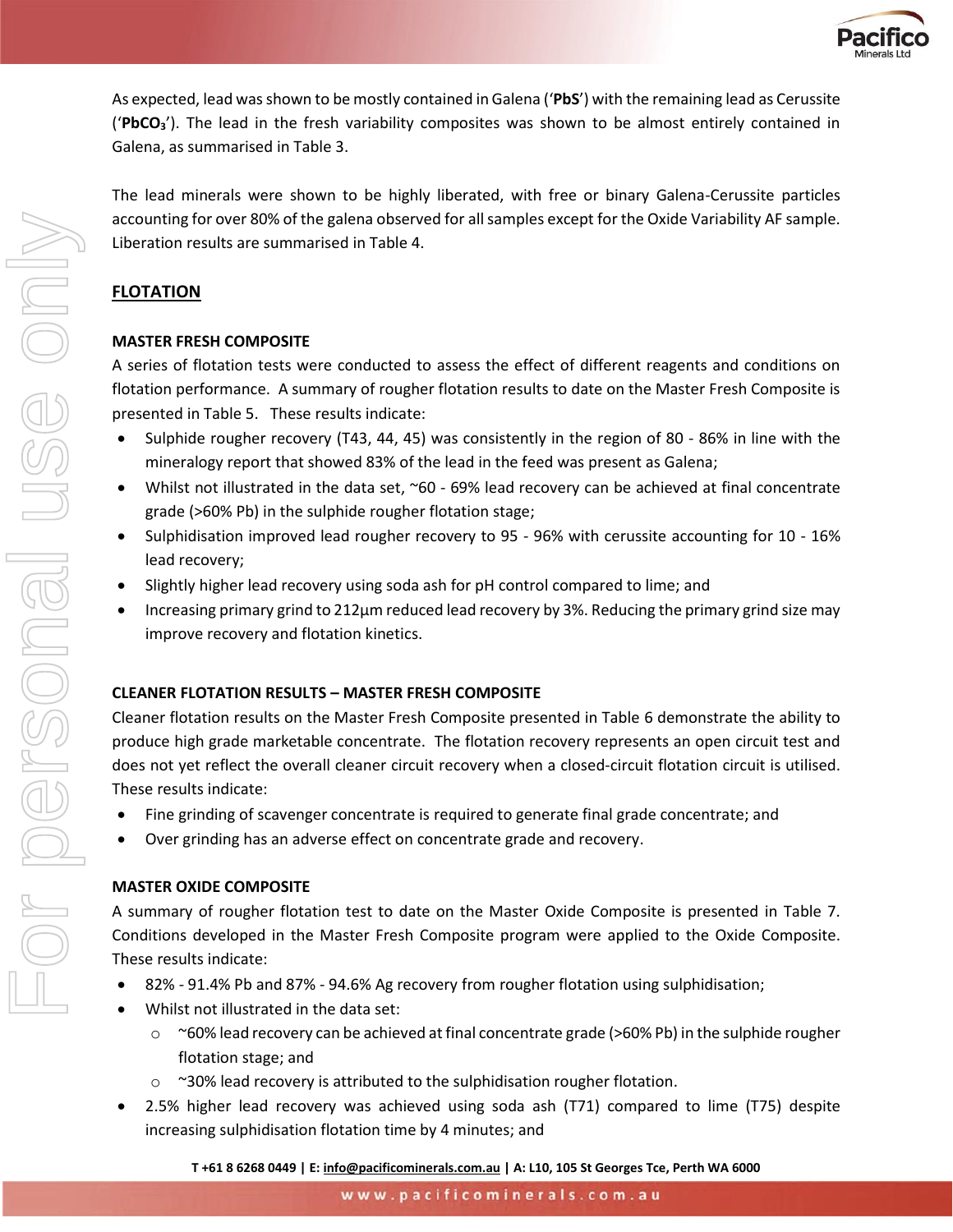As expected, lead was shown to be mostly contained in Galena ('**PbS**') with the remaining lead as Cerussite ('**$PbCO_3$**'). The lead in the fresh variability composites was shown to be almost entirely contained in Galena, as summarised in Table 3.

The lead minerals were shown to be highly liberated, with free or binary Galena-Cerussite particles accounting for over 80% of the galena observed for all samples except for the Oxide Variability AF sample. Liberation results are summarised in Table 4.

## FLOTATION

### MASTER FRESH COMPOSITE

A series of flotation tests were conducted to assess the effect of different reagents and conditions on flotation performance. A summary of rougher flotation results to date on the Master Fresh Composite is presented in Table 5. These results indicate:

- Sulphide rougher recovery (T43, 44, 45) was consistently in the region of 80 - 86% in line with the mineralogy report that showed 83% of the lead in the feed was present as Galena;
- Whilst not illustrated in the data set, ~60 - 69% lead recovery can be achieved at final concentrate grade (>60% Pb) in the sulphide rougher flotation stage;
- Sulphidisation improved lead rougher recovery to 95 - 96% with cerussite accounting for 10 - 16% lead recovery;
- Slightly higher lead recovery using soda ash for pH control compared to lime; and
- Increasing primary grind to 212µm reduced lead recovery by 3%. Reducing the primary grind size may improve recovery and flotation kinetics.

### CLEANER FLOTATION RESULTS – MASTER FRESH COMPOSITE

Cleaner flotation results on the Master Fresh Composite presented in Table 6 demonstrate the ability to produce high grade marketable concentrate. The flotation recovery represents an open circuit test and does not yet reflect the overall cleaner circuit recovery when a closed-circuit flotation circuit is utilised. These results indicate:

- Fine grinding of scavenger concentrate is required to generate final grade concentrate; and
- Over grinding has an adverse effect on concentrate grade and recovery.

### MASTER OXIDE COMPOSITE

A summary of rougher flotation test to date on the Master Oxide Composite is presented in Table 7. Conditions developed in the Master Fresh Composite program were applied to the Oxide Composite. These results indicate:

- 82% - 91.4% Pb and 87% - 94.6% Ag recovery from rougher flotation using sulphidisation;
- Whilst not illustrated in the data set:
  - ~60% lead recovery can be achieved at final concentrate grade (>60% Pb) in the sulphide rougher flotation stage; and
  - ~30% lead recovery is attributed to the sulphidisation rougher flotation.
- 2.5% higher lead recovery was achieved using soda ash (T71) compared to lime (T75) despite increasing sulphidisation flotation time by 4 minutes; and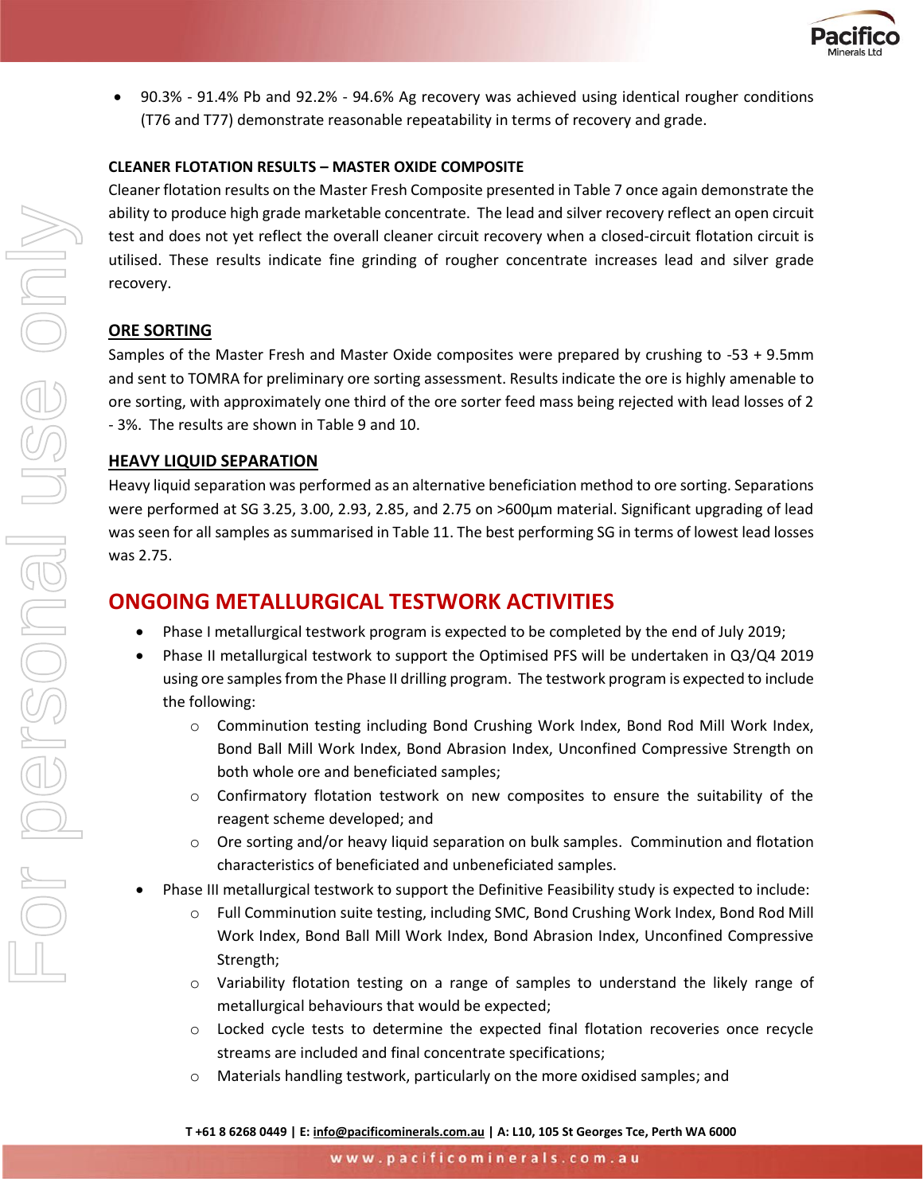- 90.3% - 91.4% Pb and 92.2% - 94.6% Ag recovery was achieved using identical rougher conditions (T76 and T77) demonstrate reasonable repeatability in terms of recovery and grade.

**CLEANER FLOTATION RESULTS – MASTER OXIDE COMPOSITE**

Cleaner flotation results on the Master Fresh Composite presented in Table 7 once again demonstrate the ability to produce high grade marketable concentrate. The lead and silver recovery reflect an open circuit test and does not yet reflect the overall cleaner circuit recovery when a closed-circuit flotation circuit is utilised. These results indicate fine grinding of rougher concentrate increases lead and silver grade recovery.

**ORE SORTING**

Samples of the Master Fresh and Master Oxide composites were prepared by crushing to -53 + 9.5mm and sent to TOMRA for preliminary ore sorting assessment. Results indicate the ore is highly amenable to ore sorting, with approximately one third of the ore sorter feed mass being rejected with lead losses of 2 - 3%. The results are shown in Table 9 and 10.

**HEAVY LIQUID SEPARATION**

Heavy liquid separation was performed as an alternative beneficiation method to ore sorting. Separations were performed at SG 3.25, 3.00, 2.93, 2.85, and 2.75 on >600µm material. Significant upgrading of lead was seen for all samples as summarised in Table 11. The best performing SG in terms of lowest lead losses was 2.75.

## ONGOING METALLURGICAL TESTWORK ACTIVITIES

- Phase I metallurgical testwork program is expected to be completed by the end of July 2019;
- Phase II metallurgical testwork to support the Optimised PFS will be undertaken in Q3/Q4 2019 using ore samples from the Phase II drilling program. The testwork program is expected to include the following:
  - Comminution testing including Bond Crushing Work Index, Bond Rod Mill Work Index, Bond Ball Mill Work Index, Bond Abrasion Index, Unconfined Compressive Strength on both whole ore and beneficiated samples;
  - Confirmatory flotation testwork on new composites to ensure the suitability of the reagent scheme developed; and
  - Ore sorting and/or heavy liquid separation on bulk samples. Comminution and flotation characteristics of beneficiated and unbeneficiated samples.
- Phase III metallurgical testwork to support the Definitive Feasibility study is expected to include:
  - Full Comminution suite testing, including SMC, Bond Crushing Work Index, Bond Rod Mill Work Index, Bond Ball Mill Work Index, Bond Abrasion Index, Unconfined Compressive Strength;
  - Variability flotation testing on a range of samples to understand the likely range of metallurgical behaviours that would be expected;
  - Locked cycle tests to determine the expected final flotation recoveries once recycle streams are included and final concentrate specifications;
  - Materials handling testwork, particularly on the more oxidised samples; and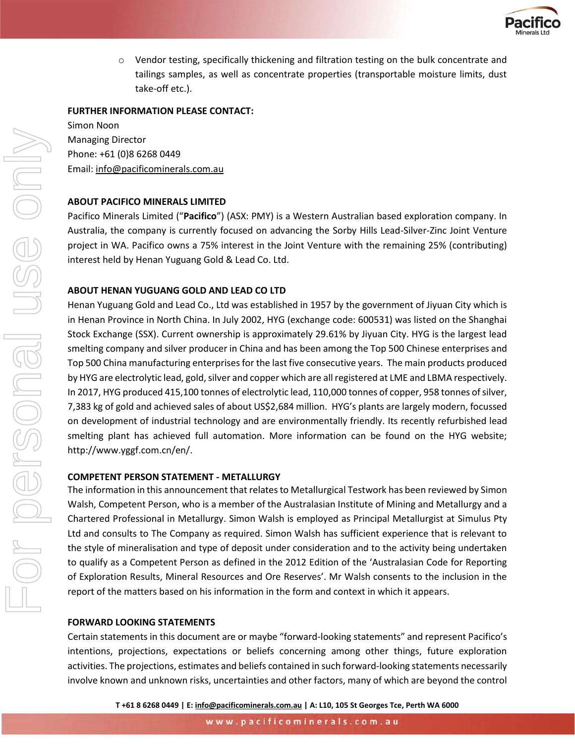- Vendor testing, specifically thickening and filtration testing on the bulk concentrate and tailings samples, as well as concentrate properties (transportable moisture limits, dust take-off etc.).

**FURTHER INFORMATION PLEASE CONTACT:**
Simon Noon
Managing Director
Phone: +61 (0)8 6268 0449
Email: info@pacificominerals.com.au

**ABOUT PACIFICO MINERALS LIMITED**

Pacifico Minerals Limited ("**Pacifico**") (ASX: PMY) is a Western Australian based exploration company. In Australia, the company is currently focused on advancing the Sorby Hills Lead-Silver-Zinc Joint Venture project in WA. Pacifico owns a 75% interest in the Joint Venture with the remaining 25% (contributing) interest held by Henan Yuguang Gold & Lead Co. Ltd.

**ABOUT HENAN YUGUANG GOLD AND LEAD CO LTD**

Henan Yuguang Gold and Lead Co., Ltd was established in 1957 by the government of Jiyuan City which is in Henan Province in North China. In July 2002, HYG (exchange code: 600531) was listed on the Shanghai Stock Exchange (SSX). Current ownership is approximately 29.61% by Jiyuan City. HYG is the largest lead smelting company and silver producer in China and has been among the Top 500 Chinese enterprises and Top 500 China manufacturing enterprises for the last five consecutive years. The main products produced by HYG are electrolytic lead, gold, silver and copper which are all registered at LME and LBMA respectively. In 2017, HYG produced 415,100 tonnes of electrolytic lead, 110,000 tonnes of copper, 958 tonnes of silver, 7,383 kg of gold and achieved sales of about US$2,684 million. HYG's plants are largely modern, focussed on development of industrial technology and are environmentally friendly. Its recently refurbished lead smelting plant has achieved full automation. More information can be found on the HYG website; http://www.yggf.com.cn/en/.

**COMPETENT PERSON STATEMENT - METALLURGY**

The information in this announcement that relates to Metallurgical Testwork has been reviewed by Simon Walsh, Competent Person, who is a member of the Australasian Institute of Mining and Metallurgy and a Chartered Professional in Metallurgy. Simon Walsh is employed as Principal Metallurgist at Simulus Pty Ltd and consults to The Company as required. Simon Walsh has sufficient experience that is relevant to the style of mineralisation and type of deposit under consideration and to the activity being undertaken to qualify as a Competent Person as defined in the 2012 Edition of the 'Australasian Code for Reporting of Exploration Results, Mineral Resources and Ore Reserves'. Mr Walsh consents to the inclusion in the report of the matters based on his information in the form and context in which it appears.

**FORWARD LOOKING STATEMENTS**

Certain statements in this document are or maybe "forward-looking statements" and represent Pacifico's intentions, projections, expectations or beliefs concerning among other things, future exploration activities. The projections, estimates and beliefs contained in such forward-looking statements necessarily involve known and unknown risks, uncertainties and other factors, many of which are beyond the control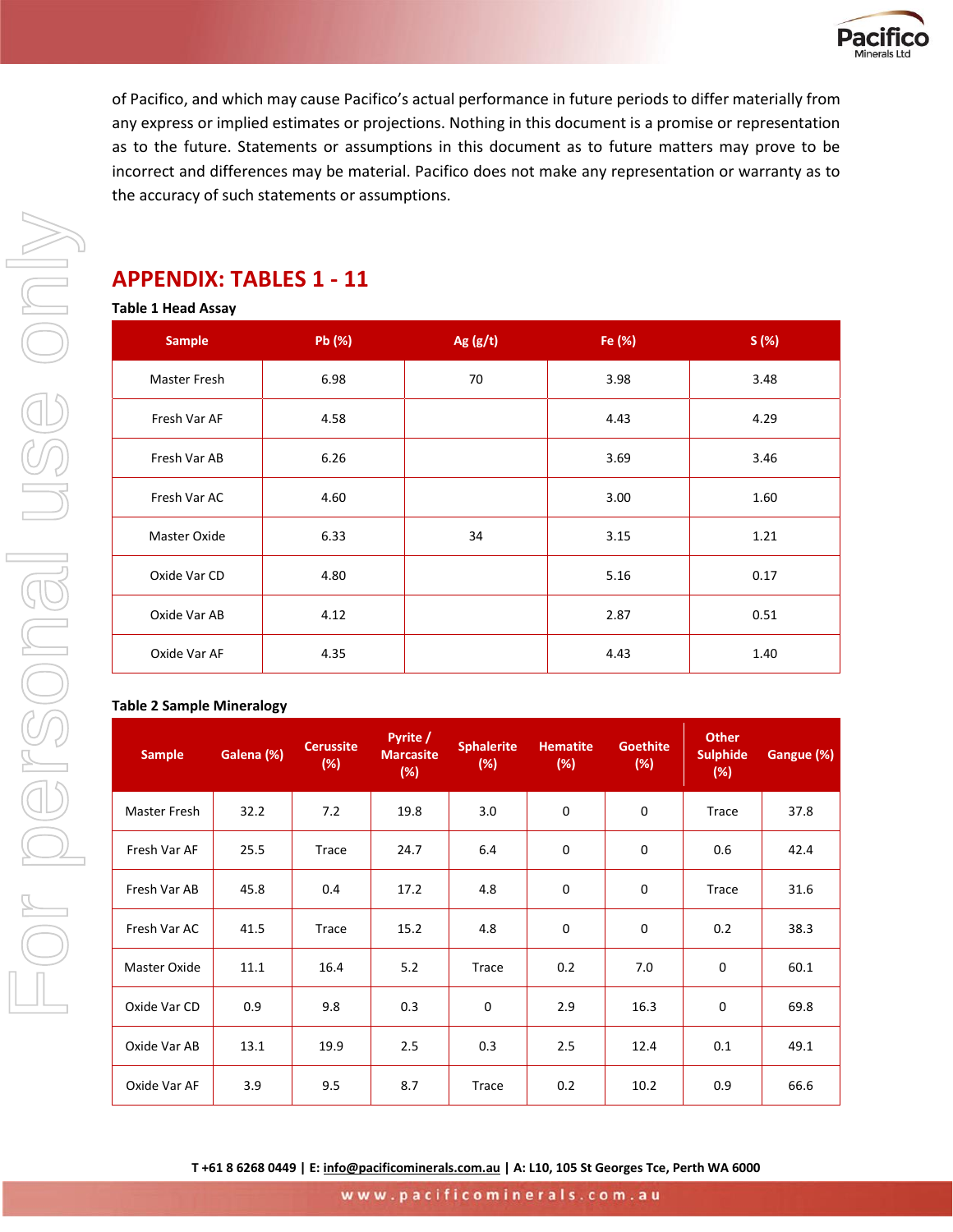of Pacifico, and which may cause Pacifico's actual performance in future periods to differ materially from any express or implied estimates or projections. Nothing in this document is a promise or representation as to the future. Statements or assumptions in this document as to future matters may prove to be incorrect and differences may be material. Pacifico does not make any representation or warranty as to the accuracy of such statements or assumptions.

## APPENDIX: TABLES 1 - 11

**Table 1 Head Assay**

| Sample | Pb (%) | Ag (g/t) | Fe (%) | S (%) |
|---|---|---|---|---|
| Master Fresh | 6.98 | 70 | 3.98 | 3.48 |
| Fresh Var AF | 4.58 | | 4.43 | 4.29 |
| Fresh Var AB | 6.26 | | 3.69 | 3.46 |
| Fresh Var AC | 4.60 | | 3.00 | 1.60 |
| Master Oxide | 6.33 | 34 | 3.15 | 1.21 |
| Oxide Var CD | 4.80 | | 5.16 | 0.17 |
| Oxide Var AB | 4.12 | | 2.87 | 0.51 |
| Oxide Var AF | 4.35 | | 4.43 | 1.40 |

**Table 2 Sample Mineralogy**

| Sample | Galena (%) | Cerussite (%) | Pyrite / Marcasite (%) | Sphalerite (%) | Hematite (%) | Goethite (%) | Other Sulphide (%) | Gangue (%) |
|---|---|---|---|---|---|---|---|---|
| Master Fresh | 32.2 | 7.2 | 19.8 | 3.0 | 0 | 0 | Trace | 37.8 |
| Fresh Var AF | 25.5 | Trace | 24.7 | 6.4 | 0 | 0 | 0.6 | 42.4 |
| Fresh Var AB | 45.8 | 0.4 | 17.2 | 4.8 | 0 | 0 | Trace | 31.6 |
| Fresh Var AC | 41.5 | Trace | 15.2 | 4.8 | 0 | 0 | 0.2 | 38.3 |
| Master Oxide | 11.1 | 16.4 | 5.2 | Trace | 0.2 | 7.0 | 0 | 60.1 |
| Oxide Var CD | 0.9 | 9.8 | 0.3 | 0 | 2.9 | 16.3 | 0 | 69.8 |
| Oxide Var AB | 13.1 | 19.9 | 2.5 | 0.3 | 2.5 | 12.4 | 0.1 | 49.1 |
| Oxide Var AF | 3.9 | 9.5 | 8.7 | Trace | 0.2 | 10.2 | 0.9 | 66.6 |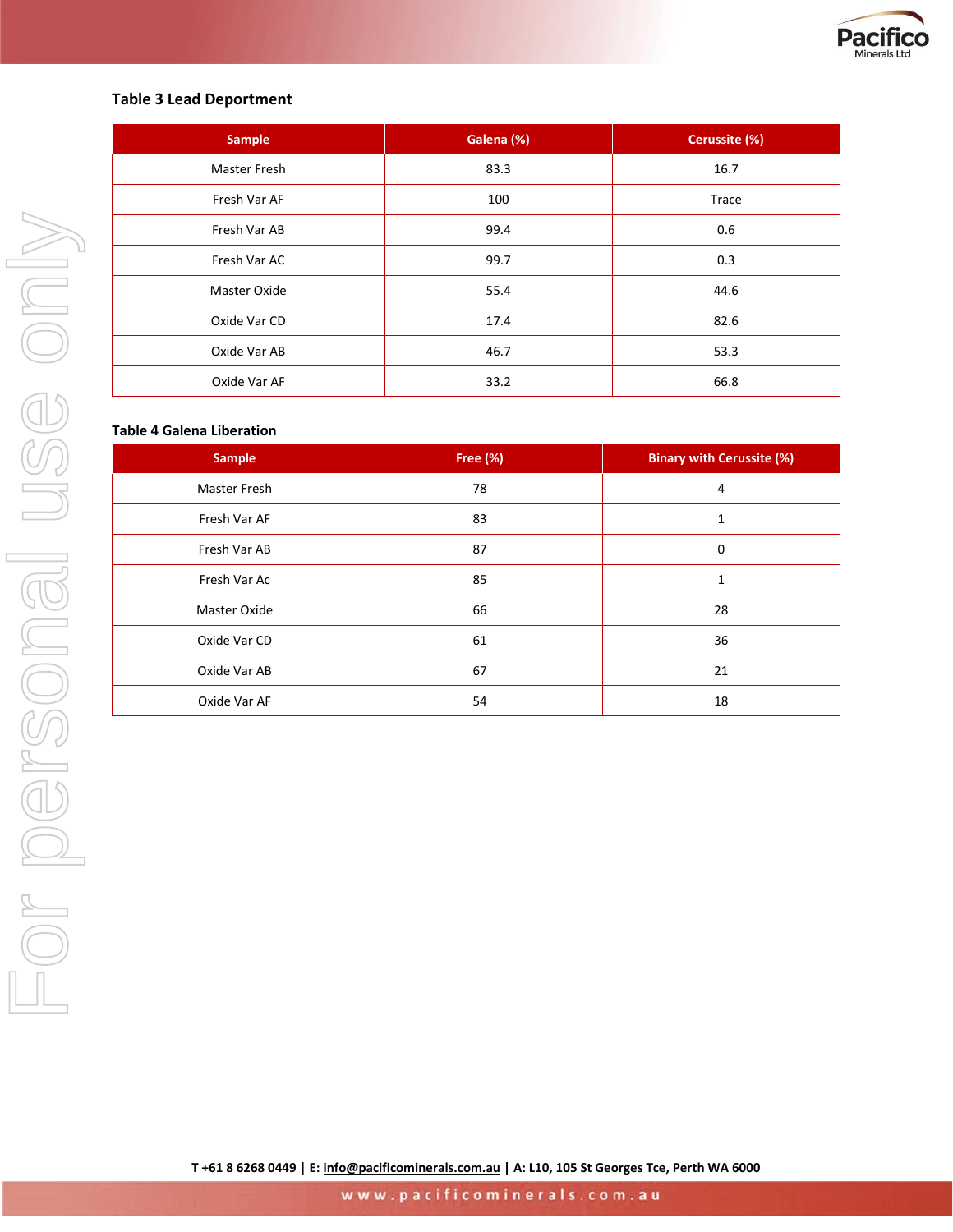**Table 3 Lead Deportment**

| Sample | Galena (%) | Cerussite (%) |
|---|---|---|
| Master Fresh | 83.3 | 16.7 |
| Fresh Var AF | 100 | Trace |
| Fresh Var AB | 99.4 | 0.6 |
| Fresh Var AC | 99.7 | 0.3 |
| Master Oxide | 55.4 | 44.6 |
| Oxide Var CD | 17.4 | 82.6 |
| Oxide Var AB | 46.7 | 53.3 |
| Oxide Var AF | 33.2 | 66.8 |

**Table 4 Galena Liberation**

| Sample | Free (%) | Binary with Cerussite (%) |
|---|---|---|
| Master Fresh | 78 | 4 |
| Fresh Var AF | 83 | 1 |
| Fresh Var AB | 87 | 0 |
| Fresh Var Ac | 85 | 1 |
| Master Oxide | 66 | 28 |
| Oxide Var CD | 61 | 36 |
| Oxide Var AB | 67 | 21 |
| Oxide Var AF | 54 | 18 |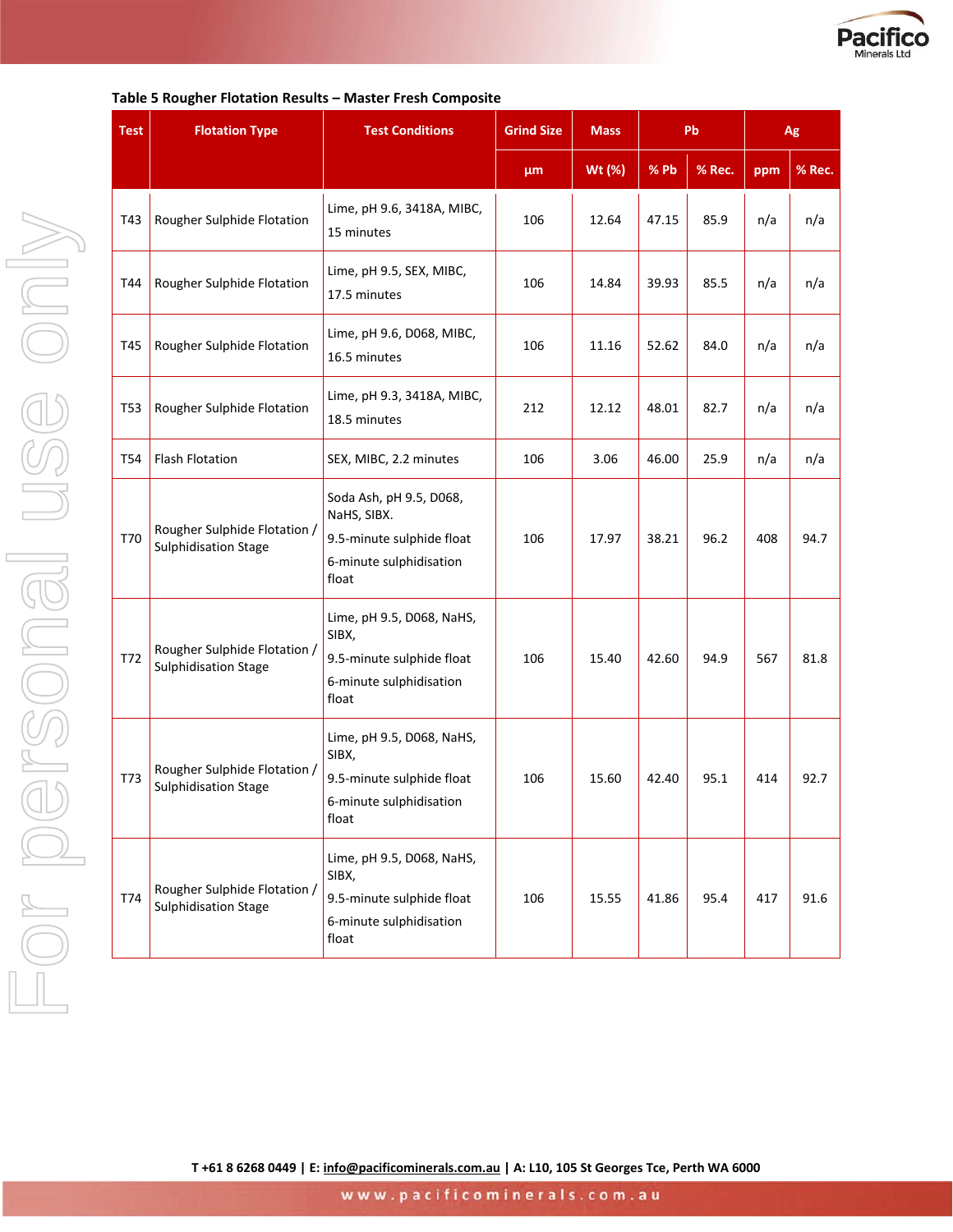**Table 5 Rougher Flotation Results – Master Fresh Composite**

| Test | Flotation Type | Test Conditions | Grind Size | Mass | Pb | | Ag | |
|---|---|---|---|---|---|---|---|---|
| | | | µm | Wt (%) | % Pb | % Rec. | ppm | % Rec. |
| T43 | Rougher Sulphide Flotation | Lime, pH 9.6, 3418A, MIBC, 15 minutes | 106 | 12.64 | 47.15 | 85.9 | n/a | n/a |
| T44 | Rougher Sulphide Flotation | Lime, pH 9.5, SEX, MIBC, 17.5 minutes | 106 | 14.84 | 39.93 | 85.5 | n/a | n/a |
| T45 | Rougher Sulphide Flotation | Lime, pH 9.6, D068, MIBC, 16.5 minutes | 106 | 11.16 | 52.62 | 84.0 | n/a | n/a |
| T53 | Rougher Sulphide Flotation | Lime, pH 9.3, 3418A, MIBC, 18.5 minutes | 212 | 12.12 | 48.01 | 82.7 | n/a | n/a |
| T54 | Flash Flotation | SEX, MIBC, 2.2 minutes | 106 | 3.06 | 46.00 | 25.9 | n/a | n/a |
| T70 | Rougher Sulphide Flotation / Sulphidisation Stage | Soda Ash, pH 9.5, D068, NaHS, SIBX. 9.5-minute sulphide float 6-minute sulphidisation float | 106 | 17.97 | 38.21 | 96.2 | 408 | 94.7 |
| T72 | Rougher Sulphide Flotation / Sulphidisation Stage | Lime, pH 9.5, D068, NaHS, SIBX, 9.5-minute sulphide float 6-minute sulphidisation float | 106 | 15.40 | 42.60 | 94.9 | 567 | 81.8 |
| T73 | Rougher Sulphide Flotation / Sulphidisation Stage | Lime, pH 9.5, D068, NaHS, SIBX, 9.5-minute sulphide float 6-minute sulphidisation float | 106 | 15.60 | 42.40 | 95.1 | 414 | 92.7 |
| T74 | Rougher Sulphide Flotation / Sulphidisation Stage | Lime, pH 9.5, D068, NaHS, SIBX, 9.5-minute sulphide float 6-minute sulphidisation float | 106 | 15.55 | 41.86 | 95.4 | 417 | 91.6 |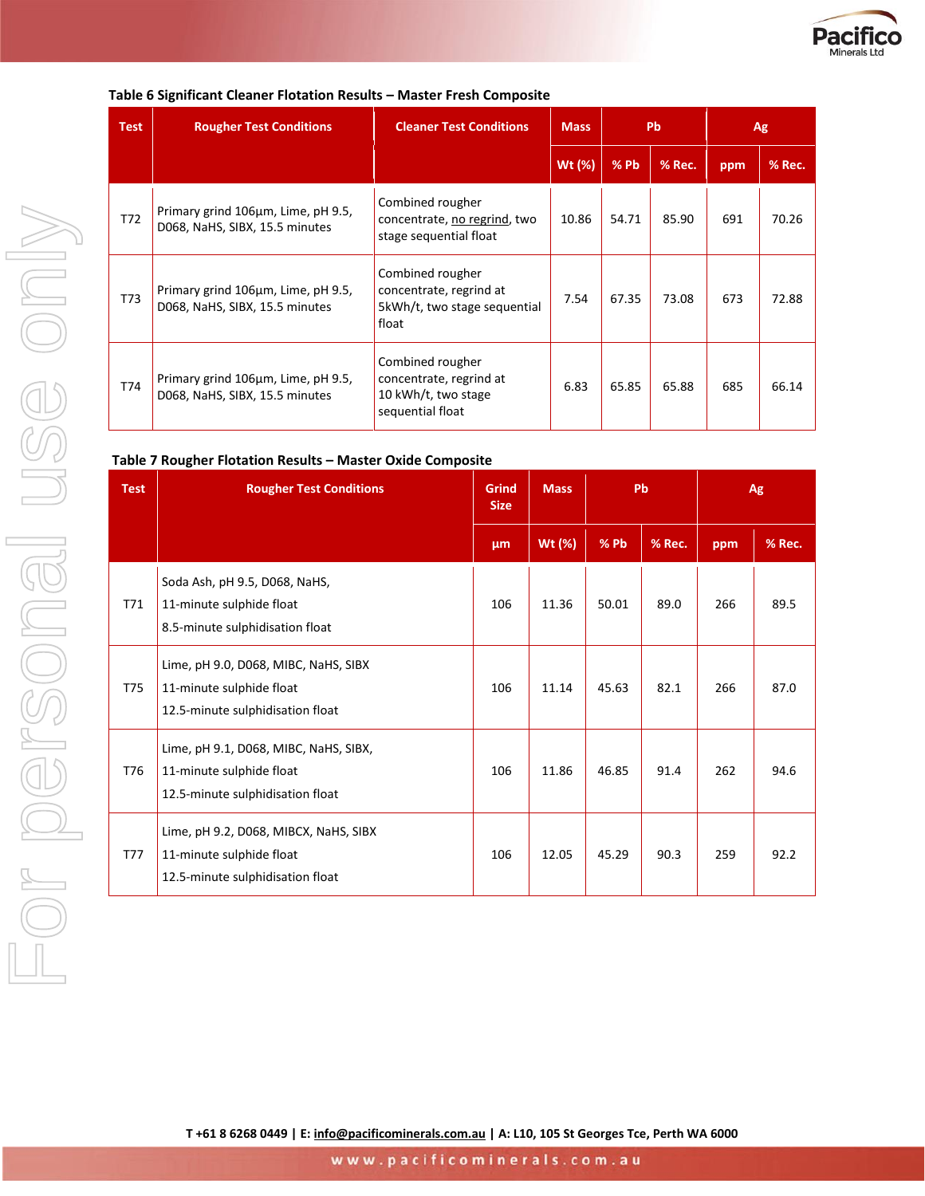**Table 6 Significant Cleaner Flotation Results – Master Fresh Composite**

| Test | Rougher Test Conditions | Cleaner Test Conditions | Mass | Pb | | Ag | |
|---|---|---|---|---|---|---|---|
| | | | Wt (%) | % Pb | % Rec. | ppm | % Rec. |
| T72 | Primary grind 106µm, Lime, pH 9.5, D068, NaHS, SIBX, 15.5 minutes | Combined rougher concentrate, no regrind, two stage sequential float | 10.86 | 54.71 | 85.90 | 691 | 70.26 |
| T73 | Primary grind 106µm, Lime, pH 9.5, D068, NaHS, SIBX, 15.5 minutes | Combined rougher concentrate, regrind at 5kWh/t, two stage sequential float | 7.54 | 67.35 | 73.08 | 673 | 72.88 |
| T74 | Primary grind 106µm, Lime, pH 9.5, D068, NaHS, SIBX, 15.5 minutes | Combined rougher concentrate, regrind at 10 kWh/t, two stage sequential float | 6.83 | 65.85 | 65.88 | 685 | 66.14 |

**Table 7 Rougher Flotation Results – Master Oxide Composite**

| Test | Rougher Test Conditions | Grind Size | Mass | Pb | | Ag | |
|---|---|---|---|---|---|---|---|
| | | µm | Wt (%) | % Pb | % Rec. | ppm | % Rec. |
| T71 | Soda Ash, pH 9.5, D068, NaHS, 11-minute sulphide float 8.5-minute sulphidisation float | 106 | 11.36 | 50.01 | 89.0 | 266 | 89.5 |
| T75 | Lime, pH 9.0, D068, MIBC, NaHS, SIBX 11-minute sulphide float 12.5-minute sulphidisation float | 106 | 11.14 | 45.63 | 82.1 | 266 | 87.0 |
| T76 | Lime, pH 9.1, D068, MIBC, NaHS, SIBX, 11-minute sulphide float 12.5-minute sulphidisation float | 106 | 11.86 | 46.85 | 91.4 | 262 | 94.6 |
| T77 | Lime, pH 9.2, D068, MIBCX, NaHS, SIBX 11-minute sulphide float 12.5-minute sulphidisation float | 106 | 12.05 | 45.29 | 90.3 | 259 | 92.2 |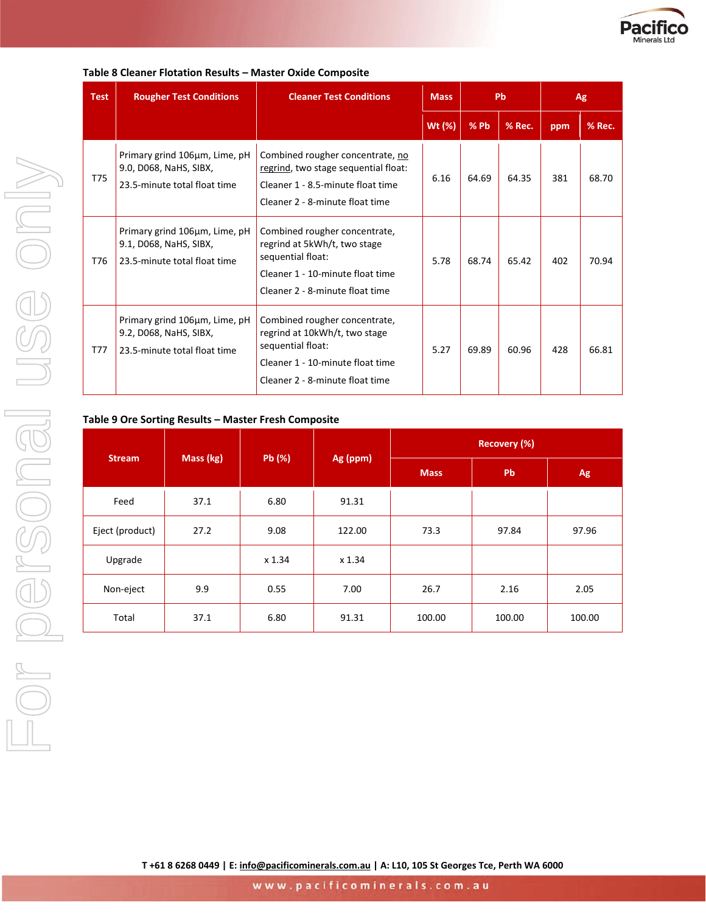**Table 8 Cleaner Flotation Results – Master Oxide Composite**

| Test | Rougher Test Conditions | Cleaner Test Conditions | Mass | Pb | | Ag | |
|---|---|---|---|---|---|---|---|
| | | | Wt (%) | % Pb | % Rec. | ppm | % Rec. |
| T75 | Primary grind 106µm, Lime, pH 9.0, D068, NaHS, SIBX, 23.5-minute total float time | Combined rougher concentrate, no regrind, two stage sequential float: Cleaner 1 - 8.5-minute float time Cleaner 2 - 8-minute float time | 6.16 | 64.69 | 64.35 | 381 | 68.70 |
| T76 | Primary grind 106µm, Lime, pH 9.1, D068, NaHS, SIBX, 23.5-minute total float time | Combined rougher concentrate, regrind at 5kWh/t, two stage sequential float: Cleaner 1 - 10-minute float time Cleaner 2 - 8-minute float time | 5.78 | 68.74 | 65.42 | 402 | 70.94 |
| T77 | Primary grind 106µm, Lime, pH 9.2, D068, NaHS, SIBX, 23.5-minute total float time | Combined rougher concentrate, regrind at 10kWh/t, two stage sequential float: Cleaner 1 - 10-minute float time Cleaner 2 - 8-minute float time | 5.27 | 69.89 | 60.96 | 428 | 66.81 |

**Table 9 Ore Sorting Results – Master Fresh Composite**

| Stream | Mass (kg) | Pb (%) | Ag (ppm) | Recovery (%) | | |
|---|---|---|---|---|---|---|
| | | | | Mass | Pb | Ag |
| Feed | 37.1 | 6.80 | 91.31 | | | |
| Eject (product) | 27.2 | 9.08 | 122.00 | 73.3 | 97.84 | 97.96 |
| Upgrade | | x 1.34 | x 1.34 | | | |
| Non-eject | 9.9 | 0.55 | 7.00 | 26.7 | 2.16 | 2.05 |
| Total | 37.1 | 6.80 | 91.31 | 100.00 | 100.00 | 100.00 |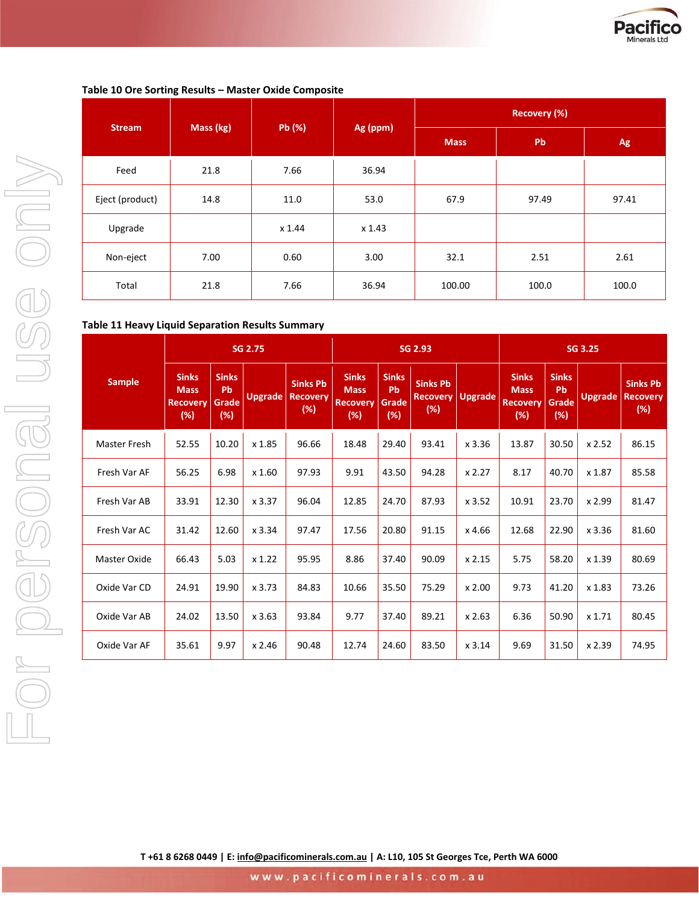**Table 10 Ore Sorting Results – Master Oxide Composite**

| Stream | Mass (kg) | Pb (%) | Ag (ppm) | Recovery (%) | | |
|---|---|---|---|---|---|---|
| | | | | Mass | Pb | Ag |
| Feed | 21.8 | 7.66 | 36.94 | | | |
| Eject (product) | 14.8 | 11.0 | 53.0 | 67.9 | 97.49 | 97.41 |
| Upgrade | | x 1.44 | x 1.43 | | | |
| Non-eject | 7.00 | 0.60 | 3.00 | 32.1 | 2.51 | 2.61 |
| Total | 21.8 | 7.66 | 36.94 | 100.00 | 100.0 | 100.0 |

**Table 11 Heavy Liquid Separation Results Summary**

| Sample | SG 2.75 | | | | SG 2.93 | | | | SG 3.25 | | | |
|---|---|---|---|---|---|---|---|---|---|---|---|---|
| | Sinks Mass Recovery (%) | Sinks Pb Grade (%) | Upgrade | Sinks Pb Recovery (%) | Sinks Mass Recovery (%) | Sinks Pb Grade (%) | Sinks Pb Recovery (%) | Upgrade | Sinks Mass Recovery (%) | Sinks Pb Grade (%) | Upgrade | Sinks Pb Recovery (%) |
| Master Fresh | 52.55 | 10.20 | x 1.85 | 96.66 | 18.48 | 29.40 | 93.41 | x 3.36 | 13.87 | 30.50 | x 2.52 | 86.15 |
| Fresh Var AF | 56.25 | 6.98 | x 1.60 | 97.93 | 9.91 | 43.50 | 94.28 | x 2.27 | 8.17 | 40.70 | x 1.87 | 85.58 |
| Fresh Var AB | 33.91 | 12.30 | x 3.37 | 96.04 | 12.85 | 24.70 | 87.93 | x 3.52 | 10.91 | 23.70 | x 2.99 | 81.47 |
| Fresh Var AC | 31.42 | 12.60 | x 3.34 | 97.47 | 17.56 | 20.80 | 91.15 | x 4.66 | 12.68 | 22.90 | x 3.36 | 81.60 |
| Master Oxide | 66.43 | 5.03 | x 1.22 | 95.95 | 8.86 | 37.40 | 90.09 | x 2.15 | 5.75 | 58.20 | x 1.39 | 80.69 |
| Oxide Var CD | 24.91 | 19.90 | x 3.73 | 84.83 | 10.66 | 35.50 | 75.29 | x 2.00 | 9.73 | 41.20 | x 1.83 | 73.26 |
| Oxide Var AB | 24.02 | 13.50 | x 3.63 | 93.84 | 9.77 | 37.40 | 89.21 | x 2.63 | 6.36 | 50.90 | x 1.71 | 80.45 |
| Oxide Var AF | 35.61 | 9.97 | x 2.46 | 90.48 | 12.74 | 24.60 | 83.50 | x 3.14 | 9.69 | 31.50 | x 2.39 | 74.95 |